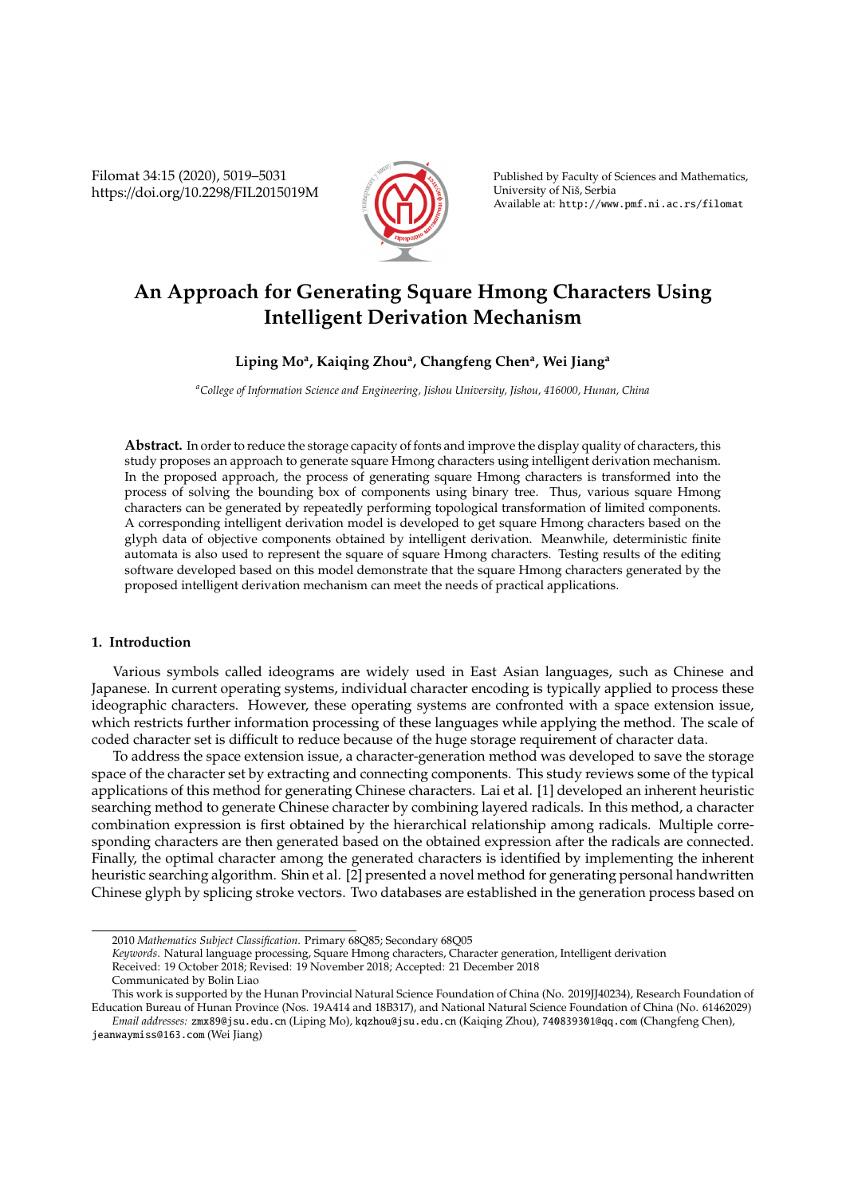# An Approach for Generating Square Hmong Characters Using Intelligent Derivation Mechanism

**Liping Mo[a], Kaiqing Zhou[a], Changfeng Chen[a], Wei Jiang[a]**

[a] *College of Information Science and Engineering, Jishou University, Jishou, 416000, Hunan, China*

**Abstract.** In order to reduce the storage capacity of fonts and improve the display quality of characters, this study proposes an approach to generate square Hmong characters using intelligent derivation mechanism. In the proposed approach, the process of generating square Hmong characters is transformed into the process of solving the bounding box of components using binary tree. Thus, various square Hmong characters can be generated by repeatedly performing topological transformation of limited components. A corresponding intelligent derivation model is developed to get square Hmong characters based on the glyph data of objective components obtained by intelligent derivation. Meanwhile, deterministic finite automata is also used to represent the square of square Hmong characters. Testing results of the editing software developed based on this model demonstrate that the square Hmong characters generated by the proposed intelligent derivation mechanism can meet the needs of practical applications.

## 1. Introduction

Various symbols called ideograms are widely used in East Asian languages, such as Chinese and Japanese. In current operating systems, individual character encoding is typically applied to process these ideographic characters. However, these operating systems are confronted with a space extension issue, which restricts further information processing of these languages while applying the method. The scale of coded character set is difficult to reduce because of the huge storage requirement of character data.

To address the space extension issue, a character-generation method was developed to save the storage space of the character set by extracting and connecting components. This study reviews some of the typical applications of this method for generating Chinese characters. Lai et al. [1] developed an inherent heuristic searching method to generate Chinese character by combining layered radicals. In this method, a character combination expression is first obtained by the hierarchical relationship among radicals. Multiple corresponding characters are then generated based on the obtained expression after the radicals are connected. Finally, the optimal character among the generated characters is identified by implementing the inherent heuristic searching algorithm. Shin et al. [2] presented a novel method for generating personal handwritten Chinese glyph by splicing stroke vectors. Two databases are established in the generation process based on

---

2010 *Mathematics Subject Classification*. Primary 68Q85; Secondary 68Q05

*Keywords*. Natural language processing, Square Hmong characters, Character generation, Intelligent derivation

Received: 19 October 2018; Revised: 19 November 2018; Accepted: 21 December 2018

Communicated by Bolin Liao

This work is supported by the Hunan Provincial Natural Science Foundation of China (No. 2019JJ40234), Research Foundation of Education Bureau of Hunan Province (Nos. 19A414 and 18B317), and National Natural Science Foundation of China (No. 61462029)

*Email addresses:* zmx89@jsu.edu.cn (Liping Mo), kqzhou@jsu.edu.cn (Kaiqing Zhou), 740839301@qq.com (Changfeng Chen), jeanwaymiss@163.com (Wei Jiang)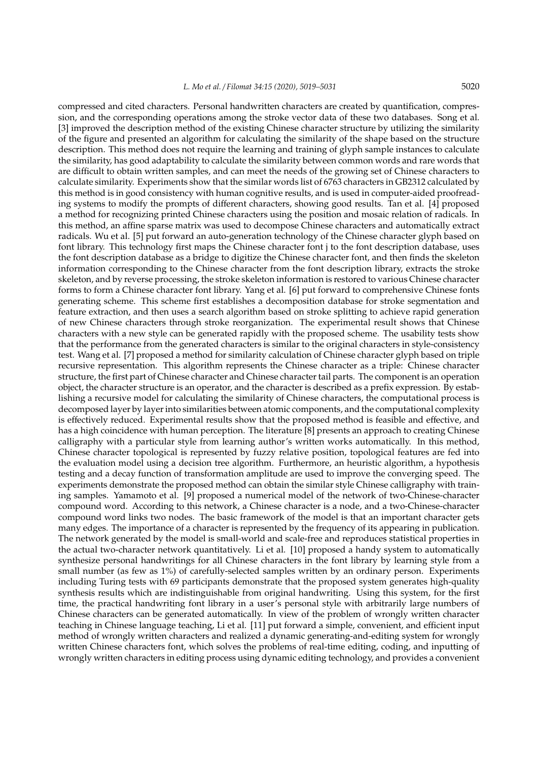compressed and cited characters. Personal handwritten characters are created by quantification, compression, and the corresponding operations among the stroke vector data of these two databases. Song et al. [3] improved the description method of the existing Chinese character structure by utilizing the similarity of the figure and presented an algorithm for calculating the similarity of the shape based on the structure description. This method does not require the learning and training of glyph sample instances to calculate the similarity, has good adaptability to calculate the similarity between common words and rare words that are difficult to obtain written samples, and can meet the needs of the growing set of Chinese characters to calculate similarity. Experiments show that the similar words list of 6763 characters in GB2312 calculated by this method is in good consistency with human cognitive results, and is used in computer-aided proofreading systems to modify the prompts of different characters, showing good results. Tan et al. [4] proposed a method for recognizing printed Chinese characters using the position and mosaic relation of radicals. In this method, an affine sparse matrix was used to decompose Chinese characters and automatically extract radicals. Wu et al. [5] put forward an auto-generation technology of the Chinese character glyph based on font library. This technology first maps the Chinese character font j to the font description database, uses the font description database as a bridge to digitize the Chinese character font, and then finds the skeleton information corresponding to the Chinese character from the font description library, extracts the stroke skeleton, and by reverse processing, the stroke skeleton information is restored to various Chinese character forms to form a Chinese character font library. Yang et al. [6] put forward to comprehensive Chinese fonts generating scheme. This scheme first establishes a decomposition database for stroke segmentation and feature extraction, and then uses a search algorithm based on stroke splitting to achieve rapid generation of new Chinese characters through stroke reorganization. The experimental result shows that Chinese characters with a new style can be generated rapidly with the proposed scheme. The usability tests show that the performance from the generated characters is similar to the original characters in style-consistency test. Wang et al. [7] proposed a method for similarity calculation of Chinese character glyph based on triple recursive representation. This algorithm represents the Chinese character as a triple: Chinese character structure, the first part of Chinese character and Chinese character tail parts. The component is an operation object, the character structure is an operator, and the character is described as a prefix expression. By establishing a recursive model for calculating the similarity of Chinese characters, the computational process is decomposed layer by layer into similarities between atomic components, and the computational complexity is effectively reduced. Experimental results show that the proposed method is feasible and effective, and has a high coincidence with human perception. The literature [8] presents an approach to creating Chinese calligraphy with a particular style from learning author's written works automatically. In this method, Chinese character topological is represented by fuzzy relative position, topological features are fed into the evaluation model using a decision tree algorithm. Furthermore, an heuristic algorithm, a hypothesis testing and a decay function of transformation amplitude are used to improve the converging speed. The experiments demonstrate the proposed method can obtain the similar style Chinese calligraphy with training samples. Yamamoto et al. [9] proposed a numerical model of the network of two-Chinese-character compound word. According to this network, a Chinese character is a node, and a two-Chinese-character compound word links two nodes. The basic framework of the model is that an important character gets many edges. The importance of a character is represented by the frequency of its appearing in publication. The network generated by the model is small-world and scale-free and reproduces statistical properties in the actual two-character network quantitatively. Li et al. [10] proposed a handy system to automatically synthesize personal handwritings for all Chinese characters in the font library by learning style from a small number (as few as 1%) of carefully-selected samples written by an ordinary person. Experiments including Turing tests with 69 participants demonstrate that the proposed system generates high-quality synthesis results which are indistinguishable from original handwriting. Using this system, for the first time, the practical handwriting font library in a user's personal style with arbitrarily large numbers of Chinese characters can be generated automatically. In view of the problem of wrongly written character teaching in Chinese language teaching, Li et al. [11] put forward a simple, convenient, and efficient input method of wrongly written characters and realized a dynamic generating-and-editing system for wrongly written Chinese characters font, which solves the problems of real-time editing, coding, and inputting of wrongly written characters in editing process using dynamic editing technology, and provides a convenient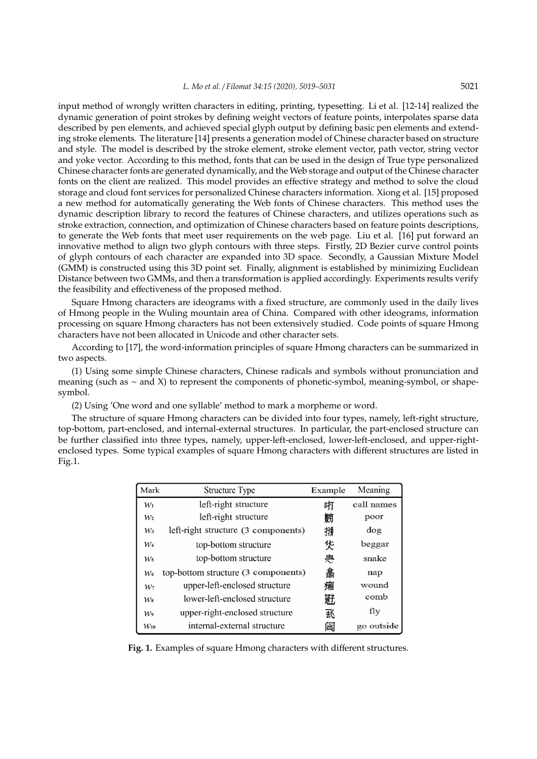input method of wrongly written characters in editing, printing, typesetting. Li et al. [12-14] realized the dynamic generation of point strokes by defining weight vectors of feature points, interpolates sparse data described by pen elements, and achieved special glyph output by defining basic pen elements and extending stroke elements. The literature [14] presents a generation model of Chinese character based on structure and style. The model is described by the stroke element, stroke element vector, path vector, string vector and yoke vector. According to this method, fonts that can be used in the design of True type personalized Chinese character fonts are generated dynamically, and the Web storage and output of the Chinese character fonts on the client are realized. This model provides an effective strategy and method to solve the cloud storage and cloud font services for personalized Chinese characters information. Xiong et al. [15] proposed a new method for automatically generating the Web fonts of Chinese characters. This method uses the dynamic description library to record the features of Chinese characters, and utilizes operations such as stroke extraction, connection, and optimization of Chinese characters based on feature points descriptions, to generate the Web fonts that meet user requirements on the web page. Liu et al. [16] put forward an innovative method to align two glyph contours with three steps. Firstly, 2D Bezier curve control points of glyph contours of each character are expanded into 3D space. Secondly, a Gaussian Mixture Model (GMM) is constructed using this 3D point set. Finally, alignment is established by minimizing Euclidean Distance between two GMMs, and then a transformation is applied accordingly. Experiments results verify the feasibility and effectiveness of the proposed method.

Square Hmong characters are ideograms with a fixed structure, are commonly used in the daily lives of Hmong people in the Wuling mountain area of China. Compared with other ideograms, information processing on square Hmong characters has not been extensively studied. Code points of square Hmong characters have not been allocated in Unicode and other character sets.

According to [17], the word-information principles of square Hmong characters can be summarized in two aspects.

(1) Using some simple Chinese characters, Chinese radicals and symbols without pronunciation and meaning (such as ~ and X) to represent the components of phonetic-symbol, meaning-symbol, or shape-symbol.

(2) Using 'One word and one syllable' method to mark a morpheme or word.

The structure of square Hmong characters can be divided into four types, namely, left-right structure, top-bottom, part-enclosed, and internal-external structures. In particular, the part-enclosed structure can be further classified into three types, namely, upper-left-enclosed, lower-left-enclosed, and upper-right-enclosed types. Some typical examples of square Hmong characters with different structures are listed in Fig.1.

| Mark | Structure Type | Example | Meaning |
|---|---|---|---|
| $w_1$ | left-right structure | 吋 | call names |
| $w_2$ | left-right structure | 嫎 | poor |
| $w_3$ | left-right structure (3 components) | 挷 | dog |
| $w_4$ | top-bottom structure | 化 | beggar |
| $w_5$ | top-bottom structure | 蛊 | snake |
| $w_6$ | top-bottom structure (3 components) | 畣 | nap |
| $w_7$ | upper-left-enclosed structure | 痡 | wound |
| $w_8$ | lower-left-enclosed structure | 赶 | comb |
| $w_9$ | upper-right-enclosed structure | 玐 | fly |
| $w_{10}$ | internal-external structure | 闽 | go outside |

**Fig. 1.** Examples of square Hmong characters with different structures.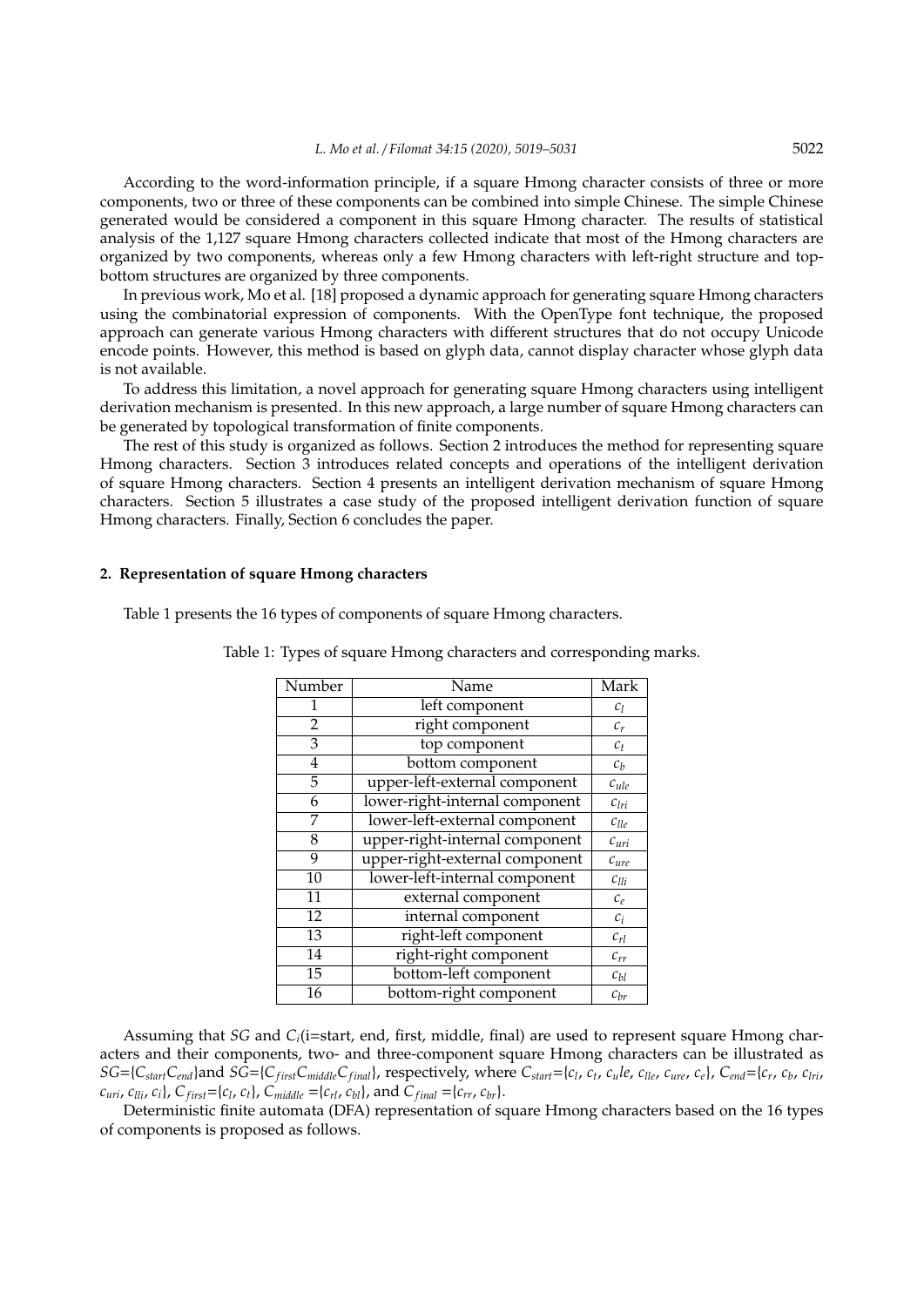According to the word-information principle, if a square Hmong character consists of three or more components, two or three of these components can be combined into simple Chinese. The simple Chinese generated would be considered a component in this square Hmong character. The results of statistical analysis of the 1,127 square Hmong characters collected indicate that most of the Hmong characters are organized by two components, whereas only a few Hmong characters with left-right structure and top-bottom structures are organized by three components.

In previous work, Mo et al. [18] proposed a dynamic approach for generating square Hmong characters using the combinatorial expression of components. With the OpenType font technique, the proposed approach can generate various Hmong characters with different structures that do not occupy Unicode encode points. However, this method is based on glyph data, cannot display character whose glyph data is not available.

To address this limitation, a novel approach for generating square Hmong characters using intelligent derivation mechanism is presented. In this new approach, a large number of square Hmong characters can be generated by topological transformation of finite components.

The rest of this study is organized as follows. Section 2 introduces the method for representing square Hmong characters. Section 3 introduces related concepts and operations of the intelligent derivation of square Hmong characters. Section 4 presents an intelligent derivation mechanism of square Hmong characters. Section 5 illustrates a case study of the proposed intelligent derivation function of square Hmong characters. Finally, Section 6 concludes the paper.

## 2. Representation of square Hmong characters

Table 1 presents the 16 types of components of square Hmong characters.

Table 1: Types of square Hmong characters and corresponding marks.

| Number | Name | Mark |
|---|---|---|
| 1 | left component | $c_l$ |
| 2 | right component | $c_r$ |
| 3 | top component | $c_t$ |
| 4 | bottom component | $c_b$ |
| 5 | upper-left-external component | $c_{ule}$ |
| 6 | lower-right-internal component | $c_{lri}$ |
| 7 | lower-left-external component | $c_{lle}$ |
| 8 | upper-right-internal component | $c_{uri}$ |
| 9 | upper-right-external component | $c_{ure}$ |
| 10 | lower-left-internal component | $c_{lli}$ |
| 11 | external component | $c_e$ |
| 12 | internal component | $c_i$ |
| 13 | right-left component | $c_{rl}$ |
| 14 | right-right component | $c_{rr}$ |
| 15 | bottom-left component | $c_{bl}$ |
| 16 | bottom-right component | $c_{br}$ |

Assuming that $SG$ and $C_i$(i=start, end, first, middle, final) are used to represent square Hmong characters and their components, two- and three-component square Hmong characters can be illustrated as $SG$={$C_{start}C_{end}$}and $SG$={$C_{first}C_{middle}C_{final}$}, respectively, where $C_{start}$={$c_l$, $c_t$, $c_ule$, $c_{lle}$, $c_{ure}$, $c_e$}, $C_{end}$={$c_r$, $c_b$, $c_{lri}$, $c_{uri}$, $c_{lli}$, $c_i$}, $C_{first}$={$c_l$, $c_t$}, $C_{middle}$ ={$c_{rl}$, $c_{bl}$}, and $C_{final}$ ={$c_{rr}$, $c_{br}$}.

Deterministic finite automata (DFA) representation of square Hmong characters based on the 16 types of components is proposed as follows.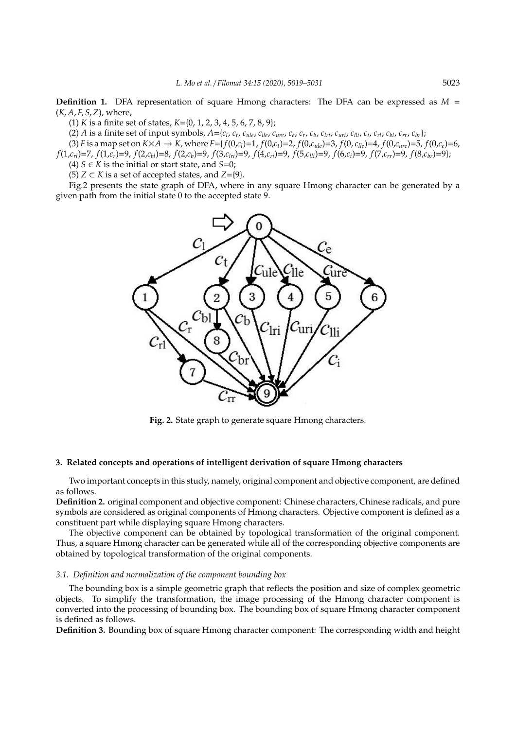**Definition 1.** DFA representation of square Hmong characters: The DFA can be expressed as $M = (K, A, F, S, Z)$, where,

(1) $K$ is a finite set of states, $K$={0, 1, 2, 3, 4, 5, 6, 7, 8, 9};

(2) $A$ is a finite set of input symbols, $A=\{c_l, c_t, c_{ule}, c_{lle}, c_{ure}, c_e, c_r, c_b, c_{lri}, c_{uri}, c_{lli}, c_i, c_{rl}, c_{bl}, c_{rr}, c_{br}\}$;

(3) $F$ is a map set on $K \times A \rightarrow K$, where $F=\{f(0,c_l)=1, f(0,c_t)=2, f(0,c_{ule})=3, f(0,c_{lle})=4, f(0,c_{ure})=5, f(0,c_e)=6, f(1,c_{rl})=7, f(1,c_r)=9, f(2,c_{bl})=8, f(2,c_b)=9, f(3,c_{lri})=9, f(4,c_{ri})=9, f(5,c_{lli})=9, f(6,c_i)=9, f(7,c_{rr})=9, f(8,c_{br})=9\}$;

(4) $S \in K$ is the initial or start state, and $S$=0;

(5) $Z \subset K$ is a set of accepted states, and $Z$={9}.

Fig.2 presents the state graph of DFA, where in any square Hmong character can be generated by a given path from the initial state 0 to the accepted state 9.

**Fig. 2.** State graph to generate square Hmong characters.

## 3. Related concepts and operations of intelligent derivation of square Hmong characters

Two important concepts in this study, namely, original component and objective component, are defined as follows.

**Definition 2.** original component and objective component: Chinese characters, Chinese radicals, and pure symbols are considered as original components of Hmong characters. Objective component is defined as a constituent part while displaying square Hmong characters.

The objective component can be obtained by topological transformation of the original component. Thus, a square Hmong character can be generated while all of the corresponding objective components are obtained by topological transformation of the original components.

### 3.1. Definition and normalization of the component bounding box

The bounding box is a simple geometric graph that reflects the position and size of complex geometric objects. To simplify the transformation, the image processing of the Hmong character component is converted into the processing of bounding box. The bounding box of square Hmong character component is defined as follows.

**Definition 3.** Bounding box of square Hmong character component: The corresponding width and height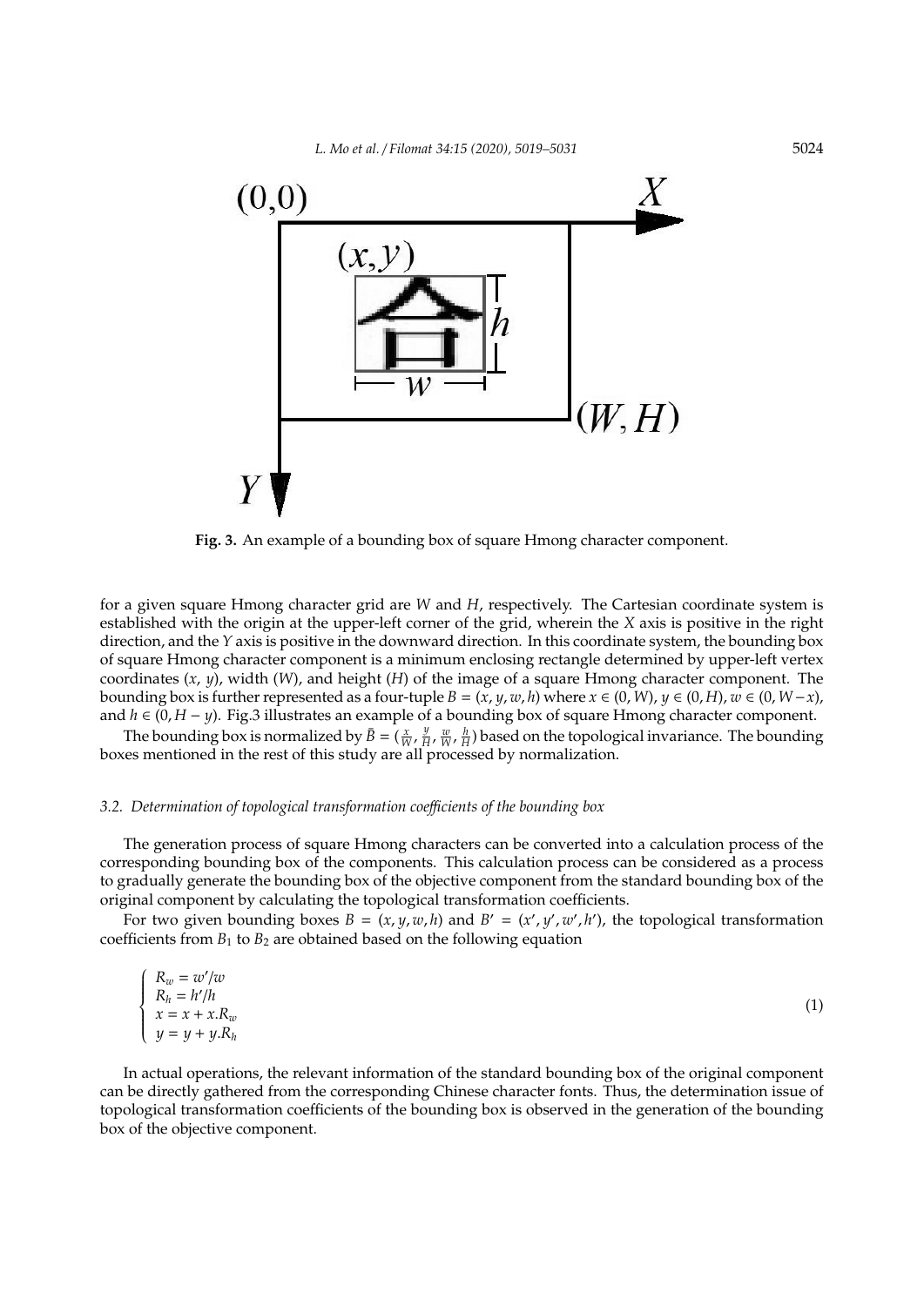**Fig. 3.** An example of a bounding box of square Hmong character component.

for a given square Hmong character grid are $W$ and $H$, respectively. The Cartesian coordinate system is established with the origin at the upper-left corner of the grid, wherein the $X$ axis is positive in the right direction, and the $Y$ axis is positive in the downward direction. In this coordinate system, the bounding box of square Hmong character component is a minimum enclosing rectangle determined by upper-left vertex coordinates ($x$, $y$), width ($W$), and height ($H$) of the image of a square Hmong character component. The bounding box is further represented as a four-tuple $B = (x, y, w, h)$ where $x \in (0, W)$, $y \in (0, H)$, $w \in (0, W - x)$, and $h \in (0, H - y)$. Fig.3 illustrates an example of a bounding box of square Hmong character component.

The bounding box is normalized by $\bar{B} = (\frac{x}{W}, \frac{y}{H}, \frac{w}{W}, \frac{h}{H})$ based on the topological invariance. The bounding boxes mentioned in the rest of this study are all processed by normalization.

### *3.2. Determination of topological transformation coefficients of the bounding box*

The generation process of square Hmong characters can be converted into a calculation process of the corresponding bounding box of the components. This calculation process can be considered as a process to gradually generate the bounding box of the objective component from the standard bounding box of the original component by calculating the topological transformation coefficients.

For two given bounding boxes $B = (x, y, w, h)$ and $B' = (x', y', w', h')$, the topological transformation coefficients from $B_1$ to $B_2$ are obtained based on the following equation

$$
\begin{cases}
R_w = w'/w \\
R_h = h'/h \\
x = x + x.R_w \\
y = y + y.R_h
\end{cases}
\tag{1}
$$

In actual operations, the relevant information of the standard bounding box of the original component can be directly gathered from the corresponding Chinese character fonts. Thus, the determination issue of topological transformation coefficients of the bounding box is observed in the generation of the bounding box of the objective component.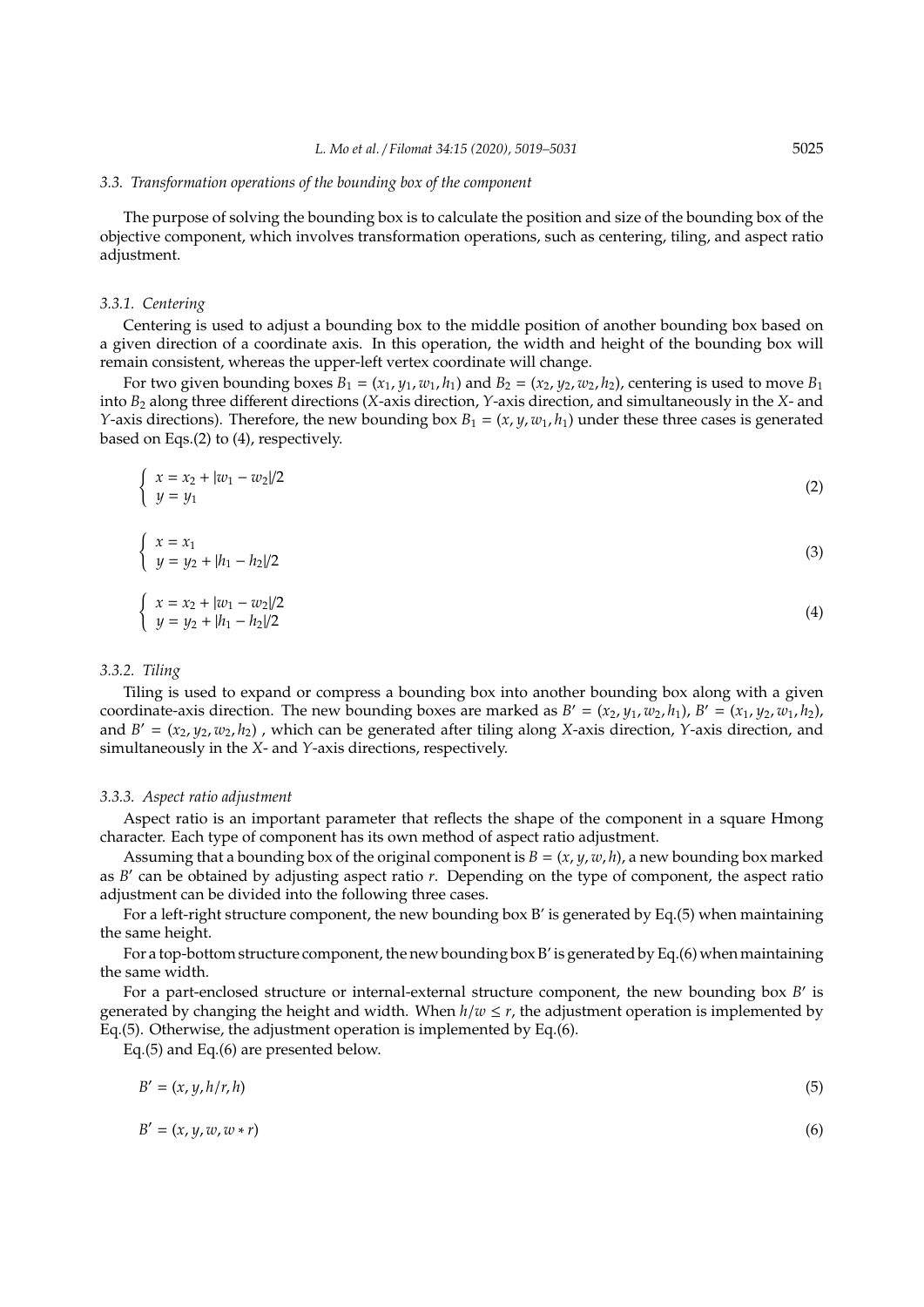### 3.3. Transformation operations of the bounding box of the component

The purpose of solving the bounding box is to calculate the position and size of the bounding box of the objective component, which involves transformation operations, such as centering, tiling, and aspect ratio adjustment.

#### 3.3.1. Centering

Centering is used to adjust a bounding box to the middle position of another bounding box based on a given direction of a coordinate axis. In this operation, the width and height of the bounding box will remain consistent, whereas the upper-left vertex coordinate will change.

For two given bounding boxes $B_1 = (x_1, y_1, w_1, h_1)$ and $B_2 = (x_2, y_2, w_2, h_2)$, centering is used to move $B_1$ into $B_2$ along three different directions (*X*-axis direction, *Y*-axis direction, and simultaneously in the *X*- and *Y*-axis directions). Therefore, the new bounding box $B_1 = (x, y, w_1, h_1)$ under these three cases is generated based on Eqs.(2) to (4), respectively.

$$\begin{cases} x = x_2 + |w_1 - w_2|/2 \\ y = y_1 \end{cases} \tag{2}$$

$$\begin{cases} x = x_1 \\ y = y_2 + |h_1 - h_2|/2 \end{cases} \tag{3}$$

$$\begin{cases} x = x_2 + |w_1 - w_2|/2 \\ y = y_2 + |h_1 - h_2|/2 \end{cases} \tag{4}$$

#### 3.3.2. Tiling

Tiling is used to expand or compress a bounding box into another bounding box along with a given coordinate-axis direction. The new bounding boxes are marked as $B' = (x_2, y_1, w_2, h_1)$, $B' = (x_1, y_2, w_1, h_2)$, and $B' = (x_2, y_2, w_2, h_2)$ , which can be generated after tiling along *X*-axis direction, *Y*-axis direction, and simultaneously in the *X*- and *Y*-axis directions, respectively.

#### 3.3.3. Aspect ratio adjustment

Aspect ratio is an important parameter that reflects the shape of the component in a square Hmong character. Each type of component has its own method of aspect ratio adjustment.

Assuming that a bounding box of the original component is $B = (x, y, w, h)$, a new bounding box marked as $B'$ can be obtained by adjusting aspect ratio $r$. Depending on the type of component, the aspect ratio adjustment can be divided into the following three cases.

For a left-right structure component, the new bounding box B' is generated by Eq.(5) when maintaining the same height.

For a top-bottom structure component, the new bounding box B' is generated by Eq.(6) when maintaining the same width.

For a part-enclosed structure or internal-external structure component, the new bounding box $B'$ is generated by changing the height and width. When $h/w \leq r$, the adjustment operation is implemented by Eq.(5). Otherwise, the adjustment operation is implemented by Eq.(6).

Eq.(5) and Eq.(6) are presented below.

$$B' = (x, y, h/r, h) \tag{5}$$

$$B' = (x, y, w, w * r) \tag{6}$$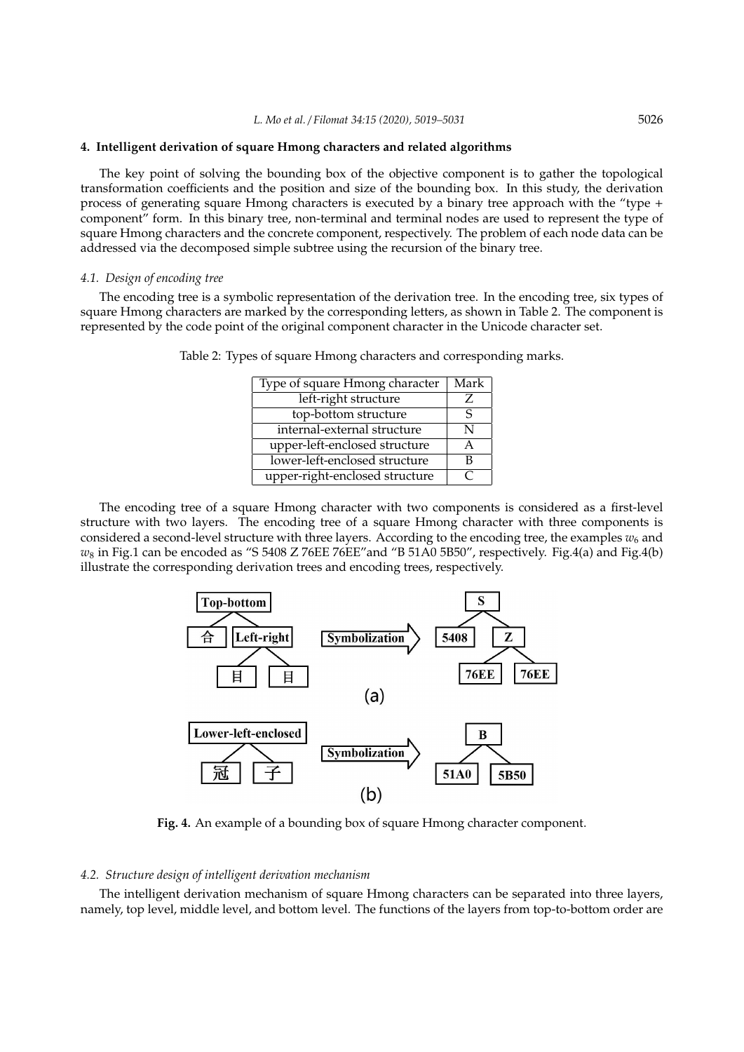## 4. Intelligent derivation of square Hmong characters and related algorithms

The key point of solving the bounding box of the objective component is to gather the topological transformation coefficients and the position and size of the bounding box. In this study, the derivation process of generating square Hmong characters is executed by a binary tree approach with the "type + component" form. In this binary tree, non-terminal and terminal nodes are used to represent the type of square Hmong characters and the concrete component, respectively. The problem of each node data can be addressed via the decomposed simple subtree using the recursion of the binary tree.

### *4.1. Design of encoding tree*

The encoding tree is a symbolic representation of the derivation tree. In the encoding tree, six types of square Hmong characters are marked by the corresponding letters, as shown in Table 2. The component is represented by the code point of the original component character in the Unicode character set.

Table 2: Types of square Hmong characters and corresponding marks.

| Type of square Hmong character | Mark |
| --- | --- |
| left-right structure | Z |
| top-bottom structure | S |
| internal-external structure | N |
| upper-left-enclosed structure | A |
| lower-left-enclosed structure | B |
| upper-right-enclosed structure | C |

The encoding tree of a square Hmong character with two components is considered as a first-level structure with two layers. The encoding tree of a square Hmong character with three components is considered a second-level structure with three layers. According to the encoding tree, the examples $w_6$ and $w_8$ in Fig.1 can be encoded as "S 5408 Z 76EE 76EE"and "B 51A0 5B50", respectively. Fig.4(a) and Fig.4(b) illustrate the corresponding derivation trees and encoding trees, respectively.

**Fig. 4.** An example of a bounding box of square Hmong character component.

### *4.2. Structure design of intelligent derivation mechanism*

The intelligent derivation mechanism of square Hmong characters can be separated into three layers, namely, top level, middle level, and bottom level. The functions of the layers from top-to-bottom order are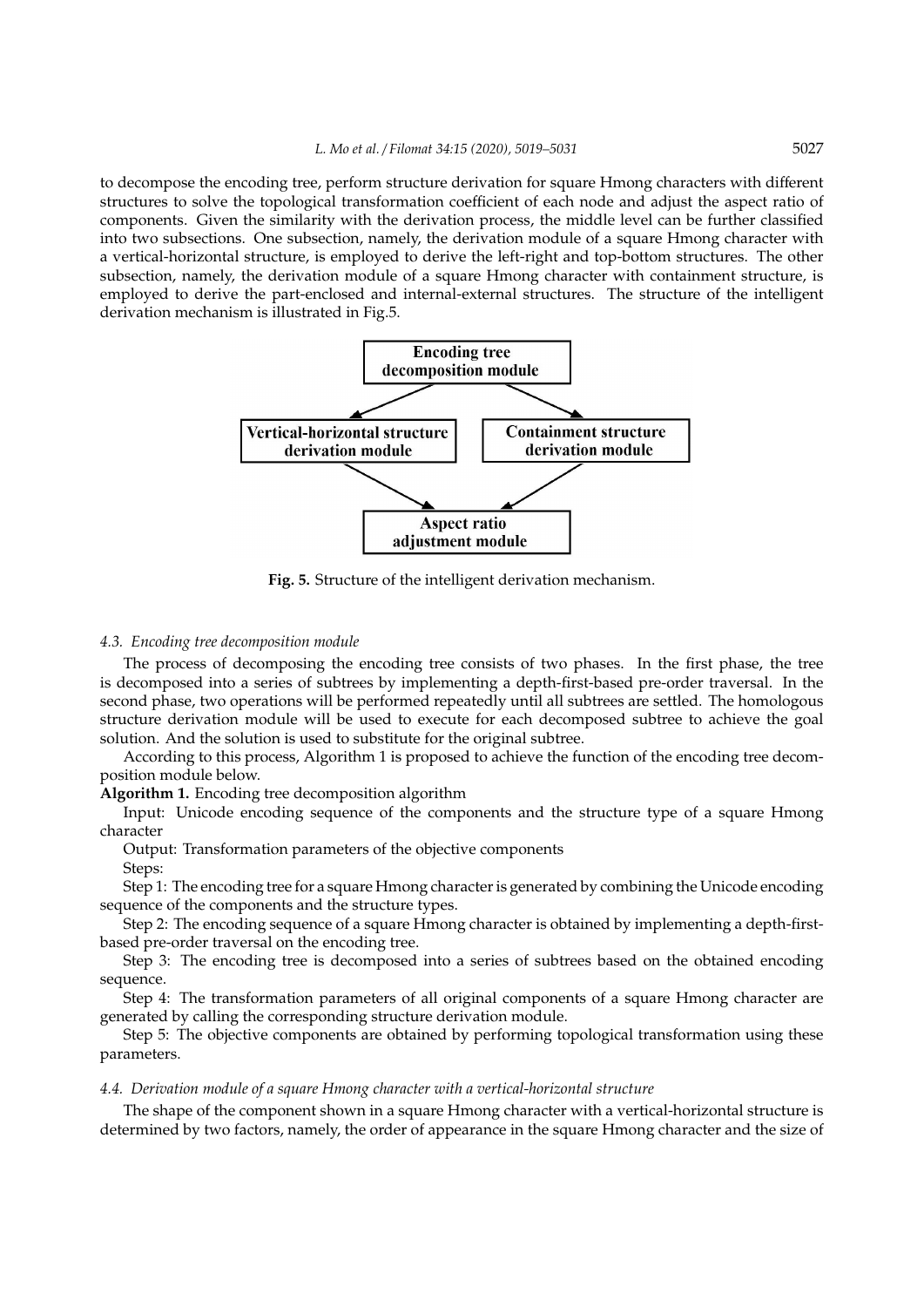to decompose the encoding tree, perform structure derivation for square Hmong characters with different structures to solve the topological transformation coefficient of each node and adjust the aspect ratio of components. Given the similarity with the derivation process, the middle level can be further classified into two subsections. One subsection, namely, the derivation module of a square Hmong character with a vertical-horizontal structure, is employed to derive the left-right and top-bottom structures. The other subsection, namely, the derivation module of a square Hmong character with containment structure, is employed to derive the part-enclosed and internal-external structures. The structure of the intelligent derivation mechanism is illustrated in Fig.5.

Encoding tree decomposition module

Vertical-horizontal structure derivation module

Containment structure derivation module

Aspect ratio adjustment module

**Fig. 5.** Structure of the intelligent derivation mechanism.

### *4.3. Encoding tree decomposition module*

The process of decomposing the encoding tree consists of two phases. In the first phase, the tree is decomposed into a series of subtrees by implementing a depth-first-based pre-order traversal. In the second phase, two operations will be performed repeatedly until all subtrees are settled. The homologous structure derivation module will be used to execute for each decomposed subtree to achieve the goal solution. And the solution is used to substitute for the original subtree.

According to this process, Algorithm 1 is proposed to achieve the function of the encoding tree decomposition module below.

**Algorithm 1.** Encoding tree decomposition algorithm

Input: Unicode encoding sequence of the components and the structure type of a square Hmong character

Output: Transformation parameters of the objective components

Steps:

Step 1: The encoding tree for a square Hmong character is generated by combining the Unicode encoding sequence of the components and the structure types.

Step 2: The encoding sequence of a square Hmong character is obtained by implementing a depth-first-based pre-order traversal on the encoding tree.

Step 3: The encoding tree is decomposed into a series of subtrees based on the obtained encoding sequence.

Step 4: The transformation parameters of all original components of a square Hmong character are generated by calling the corresponding structure derivation module.

Step 5: The objective components are obtained by performing topological transformation using these parameters.

### *4.4. Derivation module of a square Hmong character with a vertical-horizontal structure*

The shape of the component shown in a square Hmong character with a vertical-horizontal structure is determined by two factors, namely, the order of appearance in the square Hmong character and the size of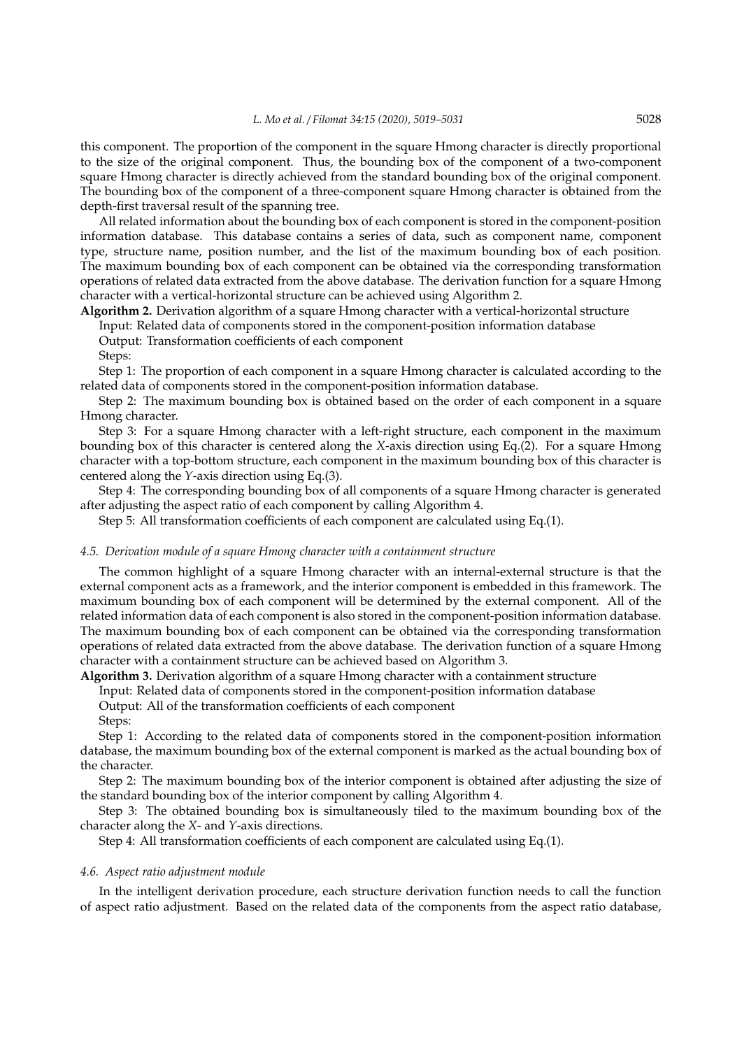this component. The proportion of the component in the square Hmong character is directly proportional to the size of the original component. Thus, the bounding box of the component of a two-component square Hmong character is directly achieved from the standard bounding box of the original component. The bounding box of the component of a three-component square Hmong character is obtained from the depth-first traversal result of the spanning tree.

All related information about the bounding box of each component is stored in the component-position information database. This database contains a series of data, such as component name, component type, structure name, position number, and the list of the maximum bounding box of each position. The maximum bounding box of each component can be obtained via the corresponding transformation operations of related data extracted from the above database. The derivation function for a square Hmong character with a vertical-horizontal structure can be achieved using Algorithm 2.

**Algorithm 2.** Derivation algorithm of a square Hmong character with a vertical-horizontal structure

Input: Related data of components stored in the component-position information database

Output: Transformation coefficients of each component

Steps:

Step 1: The proportion of each component in a square Hmong character is calculated according to the related data of components stored in the component-position information database.

Step 2: The maximum bounding box is obtained based on the order of each component in a square Hmong character.

Step 3: For a square Hmong character with a left-right structure, each component in the maximum bounding box of this character is centered along the $X$-axis direction using Eq.(2). For a square Hmong character with a top-bottom structure, each component in the maximum bounding box of this character is centered along the $Y$-axis direction using Eq.(3).

Step 4: The corresponding bounding box of all components of a square Hmong character is generated after adjusting the aspect ratio of each component by calling Algorithm 4.

Step 5: All transformation coefficients of each component are calculated using Eq.(1).

### *4.5. Derivation module of a square Hmong character with a containment structure*

The common highlight of a square Hmong character with an internal-external structure is that the external component acts as a framework, and the interior component is embedded in this framework. The maximum bounding box of each component will be determined by the external component. All of the related information data of each component is also stored in the component-position information database. The maximum bounding box of each component can be obtained via the corresponding transformation operations of related data extracted from the above database. The derivation function of a square Hmong character with a containment structure can be achieved based on Algorithm 3.

**Algorithm 3.** Derivation algorithm of a square Hmong character with a containment structure

Input: Related data of components stored in the component-position information database

Output: All of the transformation coefficients of each component

Steps:

Step 1: According to the related data of components stored in the component-position information database, the maximum bounding box of the external component is marked as the actual bounding box of the character.

Step 2: The maximum bounding box of the interior component is obtained after adjusting the size of the standard bounding box of the interior component by calling Algorithm 4.

Step 3: The obtained bounding box is simultaneously tiled to the maximum bounding box of the character along the $X$- and $Y$-axis directions.

Step 4: All transformation coefficients of each component are calculated using Eq.(1).

### *4.6. Aspect ratio adjustment module*

In the intelligent derivation procedure, each structure derivation function needs to call the function of aspect ratio adjustment. Based on the related data of the components from the aspect ratio database,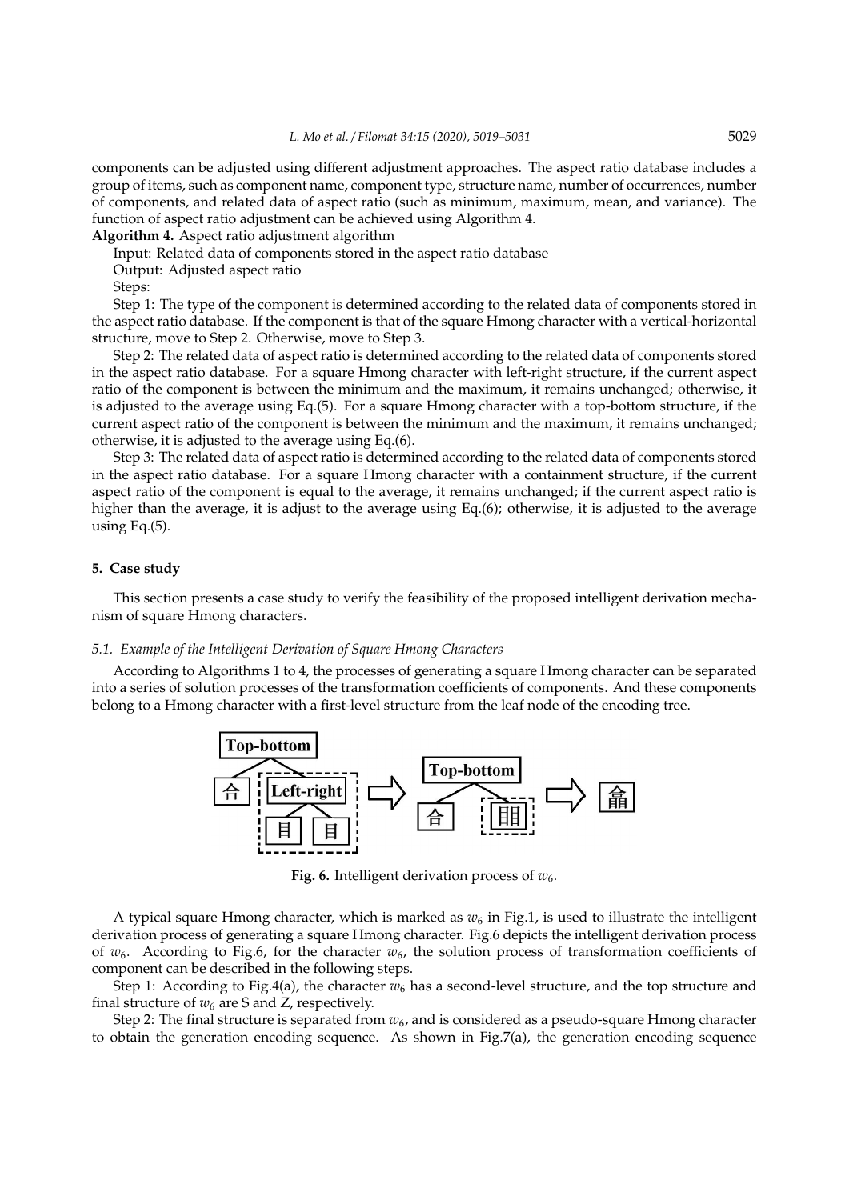components can be adjusted using different adjustment approaches. The aspect ratio database includes a group of items, such as component name, component type, structure name, number of occurrences, number of components, and related data of aspect ratio (such as minimum, maximum, mean, and variance). The function of aspect ratio adjustment can be achieved using Algorithm 4.

**Algorithm 4.** Aspect ratio adjustment algorithm

Input: Related data of components stored in the aspect ratio database

Output: Adjusted aspect ratio

Steps:

Step 1: The type of the component is determined according to the related data of components stored in the aspect ratio database. If the component is that of the square Hmong character with a vertical-horizontal structure, move to Step 2. Otherwise, move to Step 3.

Step 2: The related data of aspect ratio is determined according to the related data of components stored in the aspect ratio database. For a square Hmong character with left-right structure, if the current aspect ratio of the component is between the minimum and the maximum, it remains unchanged; otherwise, it is adjusted to the average using Eq.(5). For a square Hmong character with a top-bottom structure, if the current aspect ratio of the component is between the minimum and the maximum, it remains unchanged; otherwise, it is adjusted to the average using Eq.(6).

Step 3: The related data of aspect ratio is determined according to the related data of components stored in the aspect ratio database. For a square Hmong character with a containment structure, if the current aspect ratio of the component is equal to the average, it remains unchanged; if the current aspect ratio is higher than the average, it is adjust to the average using Eq.(6); otherwise, it is adjusted to the average using Eq.(5).

## 5. Case study

This section presents a case study to verify the feasibility of the proposed intelligent derivation mechanism of square Hmong characters.

### 5.1. Example of the Intelligent Derivation of Square Hmong Characters

According to Algorithms 1 to 4, the processes of generating a square Hmong character can be separated into a series of solution processes of the transformation coefficients of components. And these components belong to a Hmong character with a first-level structure from the leaf node of the encoding tree.

**Fig. 6.** Intelligent derivation process of $w_6$.

A typical square Hmong character, which is marked as $w_6$ in Fig.1, is used to illustrate the intelligent derivation process of generating a square Hmong character. Fig.6 depicts the intelligent derivation process of $w_6$. According to Fig.6, for the character $w_6$, the solution process of transformation coefficients of component can be described in the following steps.

Step 1: According to Fig.4(a), the character $w_6$ has a second-level structure, and the top structure and final structure of $w_6$ are S and Z, respectively.

Step 2: The final structure is separated from $w_6$, and is considered as a pseudo-square Hmong character to obtain the generation encoding sequence. As shown in Fig.7(a), the generation encoding sequence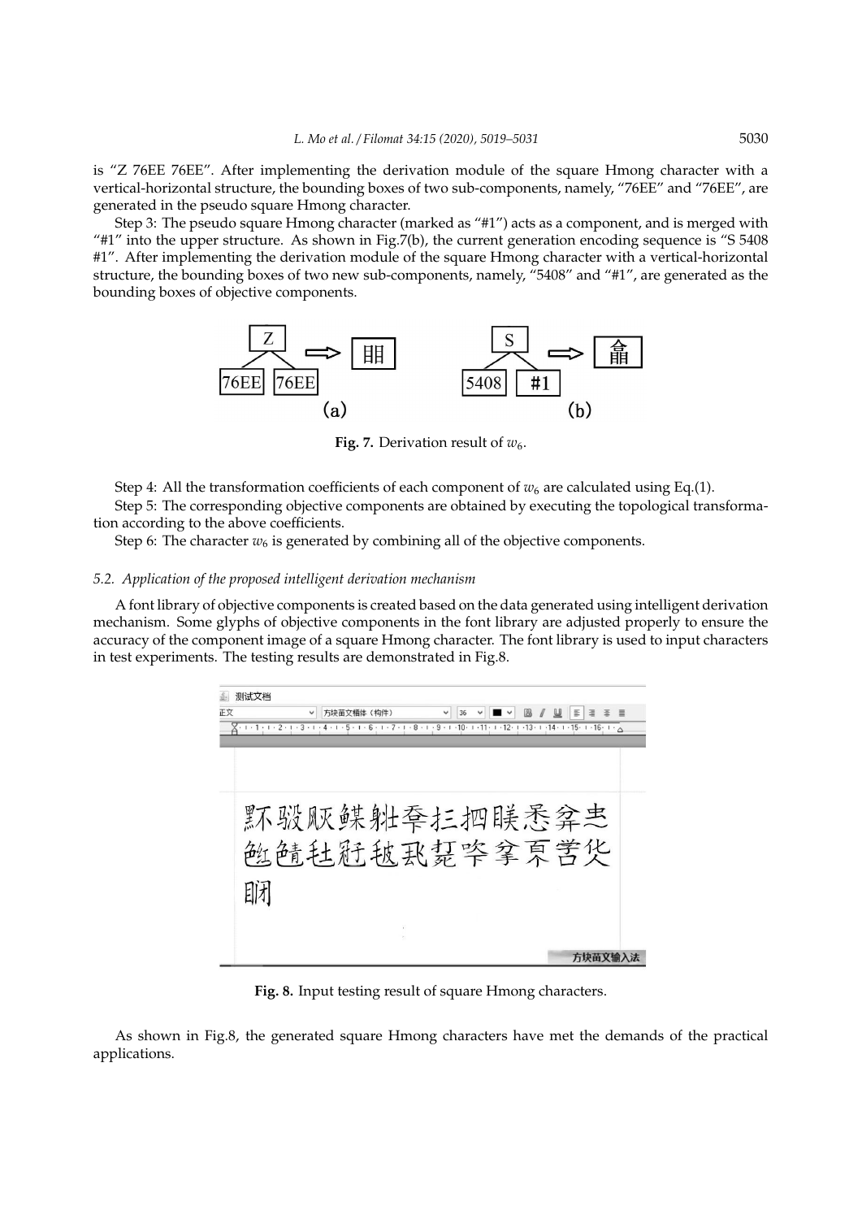is "Z 76EE 76EE". After implementing the derivation module of the square Hmong character with a vertical-horizontal structure, the bounding boxes of two sub-components, namely, "76EE" and "76EE", are generated in the pseudo square Hmong character.

Step 3: The pseudo square Hmong character (marked as "#1") acts as a component, and is merged with "#1" into the upper structure. As shown in Fig.7(b), the current generation encoding sequence is "S 5408 #1". After implementing the derivation module of the square Hmong character with a vertical-horizontal structure, the bounding boxes of two new sub-components, namely, "5408" and "#1", are generated as the bounding boxes of objective components.

**Fig. 7.** Derivation result of $w_6$.

Step 4: All the transformation coefficients of each component of $w_6$ are calculated using Eq.(1).

Step 5: The corresponding objective components are obtained by executing the topological transformation according to the above coefficients.

Step 6: The character $w_6$ is generated by combining all of the objective components.

### *5.2. Application of the proposed intelligent derivation mechanism*

A font library of objective components is created based on the data generated using intelligent derivation mechanism. Some glyphs of objective components in the font library are adjusted properly to ensure the accuracy of the component image of a square Hmong character. The font library is used to input characters in test experiments. The testing results are demonstrated in Fig.8.

**Fig. 8.** Input testing result of square Hmong characters.

As shown in Fig.8, the generated square Hmong characters have met the demands of the practical applications.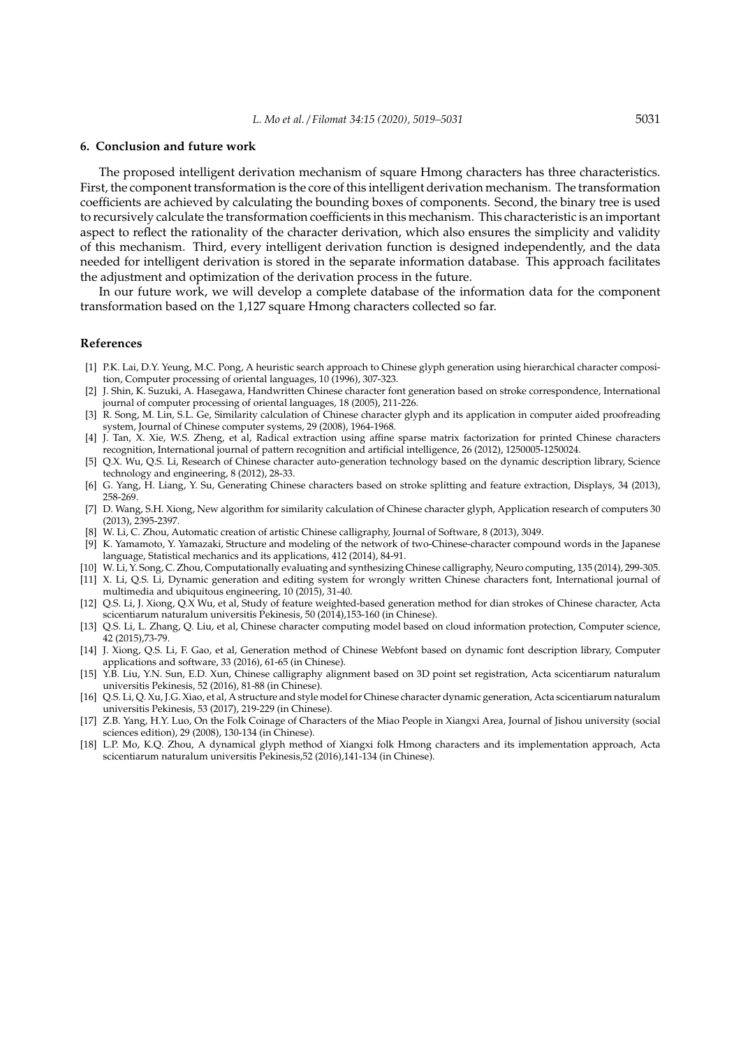## 6. Conclusion and future work

The proposed intelligent derivation mechanism of square Hmong characters has three characteristics. First, the component transformation is the core of this intelligent derivation mechanism. The transformation coefficients are achieved by calculating the bounding boxes of components. Second, the binary tree is used to recursively calculate the transformation coefficients in this mechanism. This characteristic is an important aspect to reflect the rationality of the character derivation, which also ensures the simplicity and validity of this mechanism. Third, every intelligent derivation function is designed independently, and the data needed for intelligent derivation is stored in the separate information database. This approach facilitates the adjustment and optimization of the derivation process in the future.

In our future work, we will develop a complete database of the information data for the component transformation based on the 1,127 square Hmong characters collected so far.

## References

[1] P.K. Lai, D.Y. Yeung, M.C. Pong, A heuristic search approach to Chinese glyph generation using hierarchical character composition, Computer processing of oriental languages, 10 (1996), 307-323.

[2] J. Shin, K. Suzuki, A. Hasegawa, Handwritten Chinese character font generation based on stroke correspondence, International journal of computer processing of oriental languages, 18 (2005), 211-226.

[3] R. Song, M. Lin, S.L. Ge, Similarity calculation of Chinese character glyph and its application in computer aided proofreading system, Journal of Chinese computer systems, 29 (2008), 1964-1968.

[4] J. Tan, X. Xie, W.S. Zheng, et al, Radical extraction using affine sparse matrix factorization for printed Chinese characters recognition, International journal of pattern recognition and artificial intelligence, 26 (2012), 1250005-1250024.

[5] Q.X. Wu, Q.S. Li, Research of Chinese character auto-generation technology based on the dynamic description library, Science technology and engineering, 8 (2012), 28-33.

[6] G. Yang, H. Liang, Y. Su, Generating Chinese characters based on stroke splitting and feature extraction, Displays, 34 (2013), 258-269.

[7] D. Wang, S.H. Xiong, New algorithm for similarity calculation of Chinese character glyph, Application research of computers 30 (2013), 2395-2397.

[8] W. Li, C. Zhou, Automatic creation of artistic Chinese calligraphy, Journal of Software, 8 (2013), 3049.

[9] K. Yamamoto, Y. Yamazaki, Structure and modeling of the network of two-Chinese-character compound words in the Japanese language, Statistical mechanics and its applications, 412 (2014), 84-91.

[10] W. Li, Y. Song, C. Zhou, Computationally evaluating and synthesizing Chinese calligraphy, Neuro computing, 135 (2014), 299-305.

[11] X. Li, Q.S. Li, Dynamic generation and editing system for wrongly written Chinese characters font, International journal of multimedia and ubiquitous engineering, 10 (2015), 31-40.

[12] Q.S. Li, J. Xiong, Q.X Wu, et al, Study of feature weighted-based generation method for dian strokes of Chinese character, Acta scicentiarum naturalum universitis Pekinesis, 50 (2014),153-160 (in Chinese).

[13] Q.S. Li, L. Zhang, Q. Liu, et al, Chinese character computing model based on cloud information protection, Computer science, 42 (2015),73-79.

[14] J. Xiong, Q.S. Li, F. Gao, et al, Generation method of Chinese Webfont based on dynamic font description library, Computer applications and software, 33 (2016), 61-65 (in Chinese).

[15] Y.B. Liu, Y.N. Sun, E.D. Xun, Chinese calligraphy alignment based on 3D point set registration, Acta scicentiarum naturalum universitis Pekinesis, 52 (2016), 81-88 (in Chinese).

[16] Q.S. Li, Q. Xu, J.G. Xiao, et al, A structure and style model for Chinese character dynamic generation, Acta scicentiarum naturalum universitis Pekinesis, 53 (2017), 219-229 (in Chinese).

[17] Z.B. Yang, H.Y. Luo, On the Folk Coinage of Characters of the Miao People in Xiangxi Area, Journal of Jishou university (social sciences edition), 29 (2008), 130-134 (in Chinese).

[18] L.P. Mo, K.Q. Zhou, A dynamical glyph method of Xiangxi folk Hmong characters and its implementation approach, Acta scicentiarum naturalum universitis Pekinesis,52 (2016),141-134 (in Chinese).